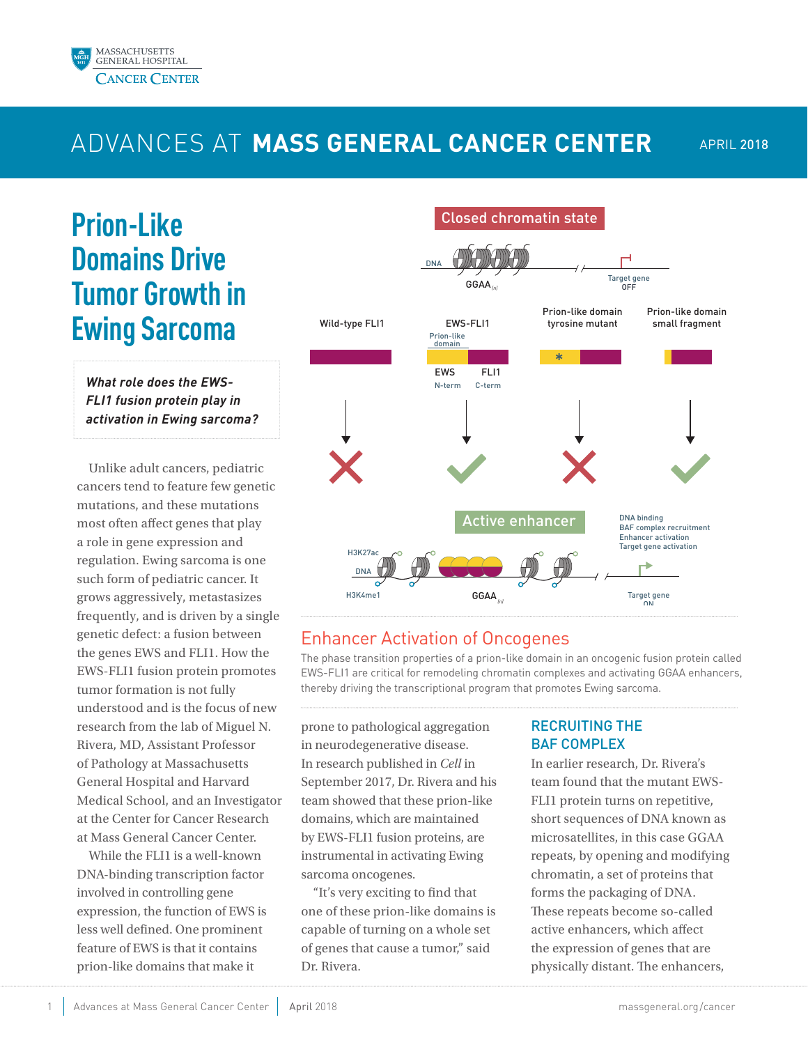# ADVANCES AT MASS GENERAL CANCER CENTER

APRIL 2018

# Prion-Like Domains Drive Tumor Growth in Ewing Sarcoma

***What role does the EWS-FLI1 fusion protein play in activation in Ewing sarcoma?***

Unlike adult cancers, pediatric cancers tend to feature few genetic mutations, and these mutations most often affect genes that play a role in gene expression and regulation. Ewing sarcoma is one such form of pediatric cancer. It grows aggressively, metastasizes frequently, and is driven by a single genetic defect: a fusion between the genes EWS and FLI1. How the EWS-FLI1 fusion protein promotes tumor formation is not fully understood and is the focus of new research from the lab of Miguel N. Rivera, MD, Assistant Professor of Pathology at Massachusetts General Hospital and Harvard Medical School, and an Investigator at the Center for Cancer Research at Mass General Cancer Center.

While the FLI1 is a well-known DNA-binding transcription factor involved in controlling gene expression, the function of EWS is less well defined. One prominent feature of EWS is that it contains prion-like domains that make it prone to pathological aggregation in neurodegenerative disease. In research published in *Cell* in September 2017, Dr. Rivera and his team showed that these prion-like domains, which are maintained by EWS-FLI1 fusion proteins, are instrumental in activating Ewing sarcoma oncogenes.

"It's very exciting to find that one of these prion-like domains is capable of turning on a whole set of genes that cause a tumor," said Dr. Rivera.

Closed chromatin state

DNA GGAA(n) Target gene OFF

Wild-type FLI1 | EWS-FLI1 (Prion-like domain; EWS N-term; FLI1 C-term) | Prion-like domain tyrosine mutant | Prion-like domain small fragment

Active enhancer

H3K27ac DNA H3K4me1 GGAA(n) Target gene ON

DNA binding
BAF complex recruitment
Enhancer activation
Target gene activation

## Enhancer Activation of Oncogenes

The phase transition properties of a prion-like domain in an oncogenic fusion protein called EWS-FLI1 are critical for remodeling chromatin complexes and activating GGAA enhancers, thereby driving the transcriptional program that promotes Ewing sarcoma.

## RECRUITING THE BAF COMPLEX

In earlier research, Dr. Rivera's team found that the mutant EWS-FLI1 protein turns on repetitive, short sequences of DNA known as microsatellites, in this case GGAA repeats, by opening and modifying chromatin, a set of proteins that forms the packaging of DNA. These repeats become so-called active enhancers, which affect the expression of genes that are physically distant. The enhancers,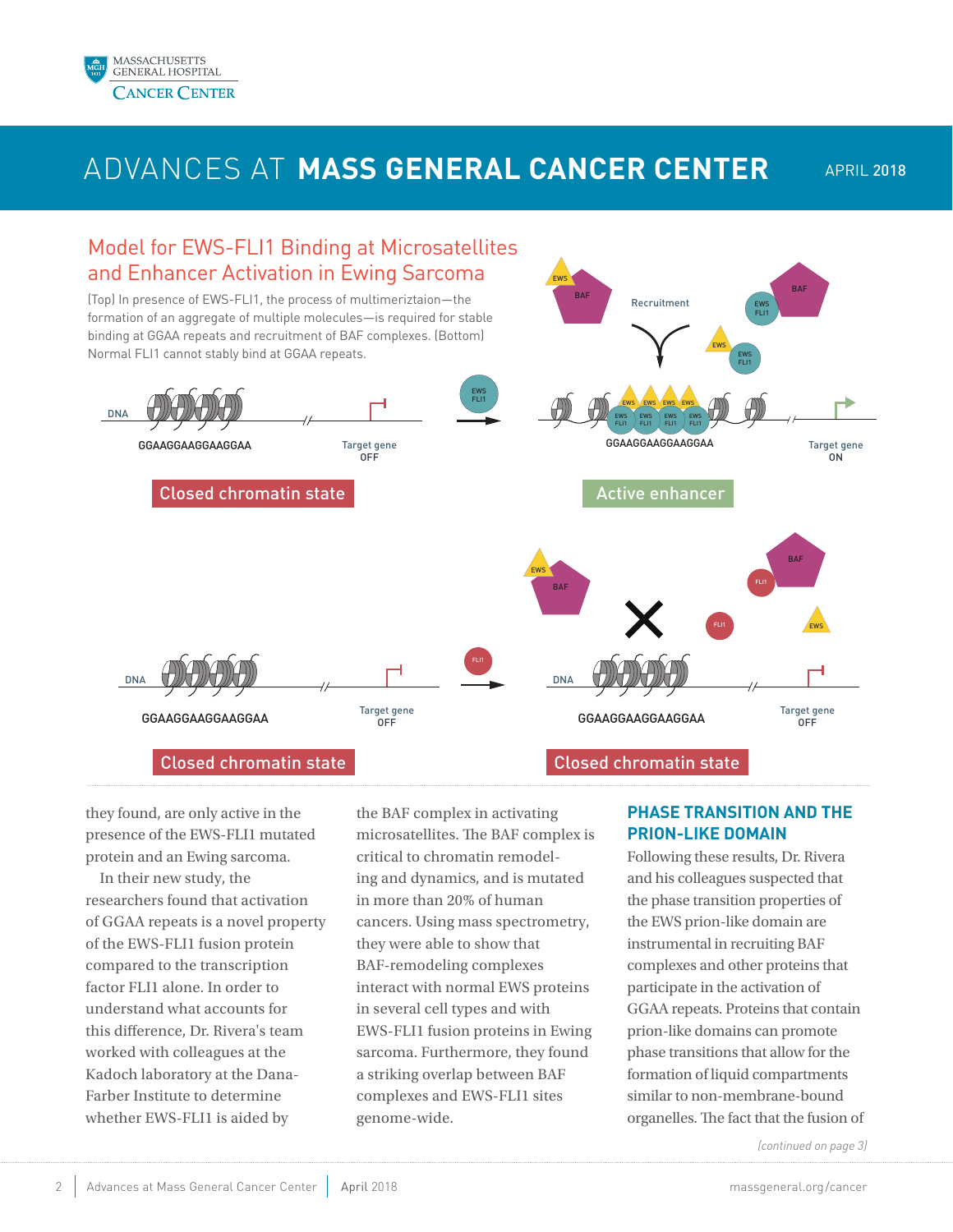## Model for EWS-FLI1 Binding at Microsatellites and Enhancer Activation in Ewing Sarcoma

(Top) In presence of EWS-FLI1, the process of multimeriztaion—the formation of an aggregate of multiple molecules—is required for stable binding at GGAA repeats and recruitment of BAF complexes. (Bottom) Normal FLI1 cannot stably bind at GGAA repeats.

they found, are only active in the presence of the EWS-FLI1 mutated protein and an Ewing sarcoma.

In their new study, the researchers found that activation of GGAA repeats is a novel property of the EWS-FLI1 fusion protein compared to the transcription factor FLI1 alone. In order to understand what accounts for this difference, Dr. Rivera's team worked with colleagues at the Kadoch laboratory at the Dana-Farber Institute to determine whether EWS-FLI1 is aided by the BAF complex in activating microsatellites. The BAF complex is critical to chromatin remodeling and dynamics, and is mutated in more than 20% of human cancers. Using mass spectrometry, they were able to show that BAF-remodeling complexes interact with normal EWS proteins in several cell types and with EWS-FLI1 fusion proteins in Ewing sarcoma. Furthermore, they found a striking overlap between BAF complexes and EWS-FLI1 sites genome-wide.

### PHASE TRANSITION AND THE PRION-LIKE DOMAIN

Following these results, Dr. Rivera and his colleagues suspected that the phase transition properties of the EWS prion-like domain are instrumental in recruiting BAF complexes and other proteins that participate in the activation of GGAA repeats. Proteins that contain prion-like domains can promote phase transitions that allow for the formation of liquid compartments similar to non-membrane-bound organelles. The fact that the fusion of

*(continued on page 3)*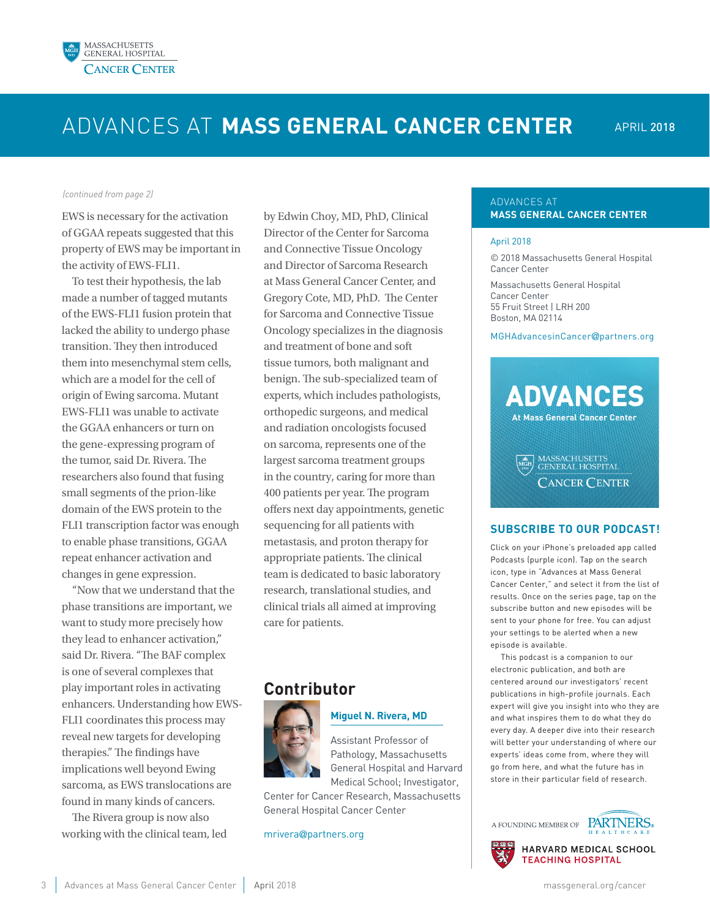# ADVANCES AT **MASS GENERAL CANCER CENTER**

APRIL **2018**

*(continued from page 2)*

EWS is necessary for the activation of GGAA repeats suggested that this property of EWS may be important in the activity of EWS-FLI1.

To test their hypothesis, the lab made a number of tagged mutants of the EWS-FLI1 fusion protein that lacked the ability to undergo phase transition. They then introduced them into mesenchymal stem cells, which are a model for the cell of origin of Ewing sarcoma. Mutant EWS-FLI1 was unable to activate the GGAA enhancers or turn on the gene-expressing program of the tumor, said Dr. Rivera. The researchers also found that fusing small segments of the prion-like domain of the EWS protein to the FLI1 transcription factor was enough to enable phase transitions, GGAA repeat enhancer activation and changes in gene expression.

"Now that we understand that the phase transitions are important, we want to study more precisely how they lead to enhancer activation," said Dr. Rivera. "The BAF complex is one of several complexes that play important roles in activating enhancers. Understanding how EWS-FLI1 coordinates this process may reveal new targets for developing therapies." The findings have implications well beyond Ewing sarcoma, as EWS translocations are found in many kinds of cancers.

The Rivera group is now also working with the clinical team, led by Edwin Choy, MD, PhD, Clinical Director of the Center for Sarcoma and Connective Tissue Oncology and Director of Sarcoma Research at Mass General Cancer Center, and Gregory Cote, MD, PhD. The Center for Sarcoma and Connective Tissue Oncology specializes in the diagnosis and treatment of bone and soft tissue tumors, both malignant and benign. The sub-specialized team of experts, which includes pathologists, orthopedic surgeons, and medical and radiation oncologists focused on sarcoma, represents one of the largest sarcoma treatment groups in the country, caring for more than 400 patients per year. The program offers next day appointments, genetic sequencing for all patients with metastasis, and proton therapy for appropriate patients. The clinical team is dedicated to basic laboratory research, translational studies, and clinical trials all aimed at improving care for patients.

## Contributor

**Miguel N. Rivera, MD**

Assistant Professor of Pathology, Massachusetts General Hospital and Harvard Medical School; Investigator, Center for Cancer Research, Massachusetts General Hospital Cancer Center

mrivera@partners.org

---

ADVANCES AT
**MASS GENERAL CANCER CENTER**

April 2018

© 2018 Massachusetts General Hospital Cancer Center

Massachusetts General Hospital Cancer Center
55 Fruit Street | LRH 200
Boston, MA 02114

MGHAdvancesinCancer@partners.org

## SUBSCRIBE TO OUR PODCAST!

Click on your iPhone's preloaded app called Podcasts (purple icon). Tap on the search icon, type in "Advances at Mass General Cancer Center," and select it from the list of results. Once on the series page, tap on the subscribe button and new episodes will be sent to your phone for free. You can adjust your settings to be alerted when a new episode is available.

This podcast is a companion to our electronic publication, and both are centered around our investigators' recent publications in high-profile journals. Each expert will give you insight into who they are and what inspires them to do what they do every day. A deeper dive into their research will better your understanding of where our experts' ideas come from, where they will go from here, and what the future has in store in their particular field of research.

A FOUNDING MEMBER OF PARTNERS HEALTHCARE

HARVARD MEDICAL SCHOOL TEACHING HOSPITAL

massgeneral.org/cancer